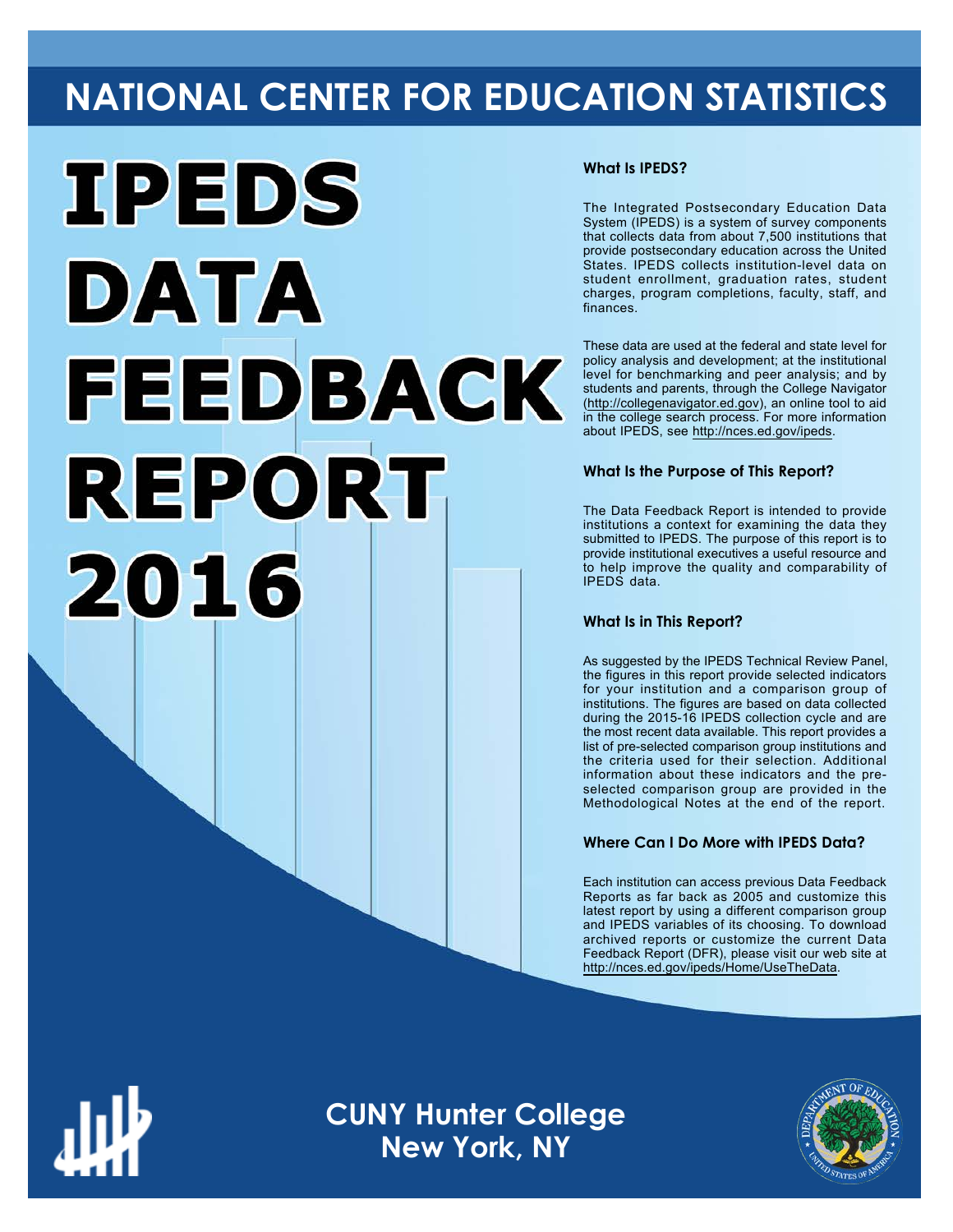# NATIONAL CENTER FOR EDUCATION STATISTICS

# IPEDS DATA FEEDBACK REPORT 2016

### What Is IPEDS?

The Integrated Postsecondary Education Data System (IPEDS) is a system of survey components that collects data from about 7,500 institutions that provide postsecondary education across the United States. IPEDS collects institution-level data on student enrollment, graduation rates, student charges, program completions, faculty, staff, and finances.

These data are used at the federal and state level for policy analysis and development; at the institutional level for benchmarking and peer analysis; and by students and parents, through the College Navigator (http://collegenavigator.ed.gov), an online tool to aid in the college search process. For more information about IPEDS, see http://nces.ed.gov/ipeds.

### What Is the Purpose of This Report?

The Data Feedback Report is intended to provide institutions a context for examining the data they submitted to IPEDS. The purpose of this report is to provide institutional executives a useful resource and to help improve the quality and comparability of IPEDS data.

### What Is in This Report?

As suggested by the IPEDS Technical Review Panel, the figures in this report provide selected indicators for your institution and a comparison group of institutions. The figures are based on data collected during the 2015-16 IPEDS collection cycle and are the most recent data available. This report provides a list of pre-selected comparison group institutions and the criteria used for their selection. Additional information about these indicators and the pre-selected comparison group are provided in the Methodological Notes at the end of the report.

### Where Can I Do More with IPEDS Data?

Each institution can access previous Data Feedback Reports as far back as 2005 and customize this latest report by using a different comparison group and IPEDS variables of its choosing. To download archived reports or customize the current Data Feedback Report (DFR), please visit our web site at http://nces.ed.gov/ipeds/Home/UseTheData.

## CUNY Hunter College
## New York, NY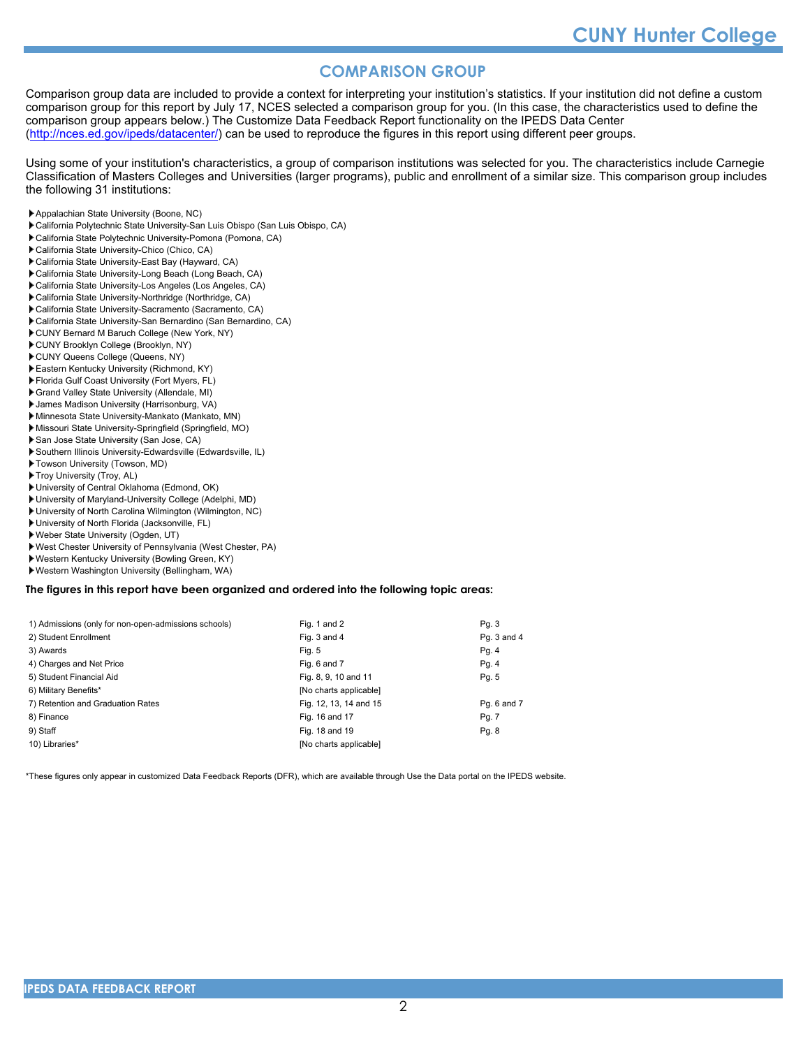## COMPARISON GROUP

Comparison group data are included to provide a context for interpreting your institution's statistics. If your institution did not define a custom comparison group for this report by July 17, NCES selected a comparison group for you. (In this case, the characteristics used to define the comparison group appears below.) The Customize Data Feedback Report functionality on the IPEDS Data Center (http://nces.ed.gov/ipeds/datacenter/) can be used to reproduce the figures in this report using different peer groups.

Using some of your institution's characteristics, a group of comparison institutions was selected for you. The characteristics include Carnegie Classification of Masters Colleges and Universities (larger programs), public and enrollment of a similar size. This comparison group includes the following 31 institutions:

- Appalachian State University (Boone, NC)
- California Polytechnic State University-San Luis Obispo (San Luis Obispo, CA)
- California State Polytechnic University-Pomona (Pomona, CA)
- California State University-Chico (Chico, CA)
- California State University-East Bay (Hayward, CA)
- California State University-Long Beach (Long Beach, CA)
- California State University-Los Angeles (Los Angeles, CA)
- California State University-Northridge (Northridge, CA)
- California State University-Sacramento (Sacramento, CA)
- California State University-San Bernardino (San Bernardino, CA)
- CUNY Bernard M Baruch College (New York, NY)
- CUNY Brooklyn College (Brooklyn, NY)
- CUNY Queens College (Queens, NY)
- Eastern Kentucky University (Richmond, KY)
- Florida Gulf Coast University (Fort Myers, FL)
- Grand Valley State University (Allendale, MI)
- James Madison University (Harrisonburg, VA)
- Minnesota State University-Mankato (Mankato, MN)
- Missouri State University-Springfield (Springfield, MO)
- San Jose State University (San Jose, CA)
- Southern Illinois University-Edwardsville (Edwardsville, IL)
- Towson University (Towson, MD)
- Troy University (Troy, AL)
- University of Central Oklahoma (Edmond, OK)
- University of Maryland-University College (Adelphi, MD)
- University of North Carolina Wilmington (Wilmington, NC)
- University of North Florida (Jacksonville, FL)
- Weber State University (Ogden, UT)
- West Chester University of Pennsylvania (West Chester, PA)
- Western Kentucky University (Bowling Green, KY)
- Western Washington University (Bellingham, WA)

**The figures in this report have been organized and ordered into the following topic areas:**

| Topic | Figures | Page |
|---|---|---|
| 1) Admissions (only for non-open-admissions schools) | Fig. 1 and 2 | Pg. 3 |
| 2) Student Enrollment | Fig. 3 and 4 | Pg. 3 and 4 |
| 3) Awards | Fig. 5 | Pg. 4 |
| 4) Charges and Net Price | Fig. 6 and 7 | Pg. 4 |
| 5) Student Financial Aid | Fig. 8, 9, 10 and 11 | Pg. 5 |
| 6) Military Benefits* | [No charts applicable] | |
| 7) Retention and Graduation Rates | Fig. 12, 13, 14 and 15 | Pg. 6 and 7 |
| 8) Finance | Fig. 16 and 17 | Pg. 7 |
| 9) Staff | Fig. 18 and 19 | Pg. 8 |
| 10) Libraries* | [No charts applicable] | |

*These figures only appear in customized Data Feedback Reports (DFR), which are available through Use the Data portal on the IPEDS website.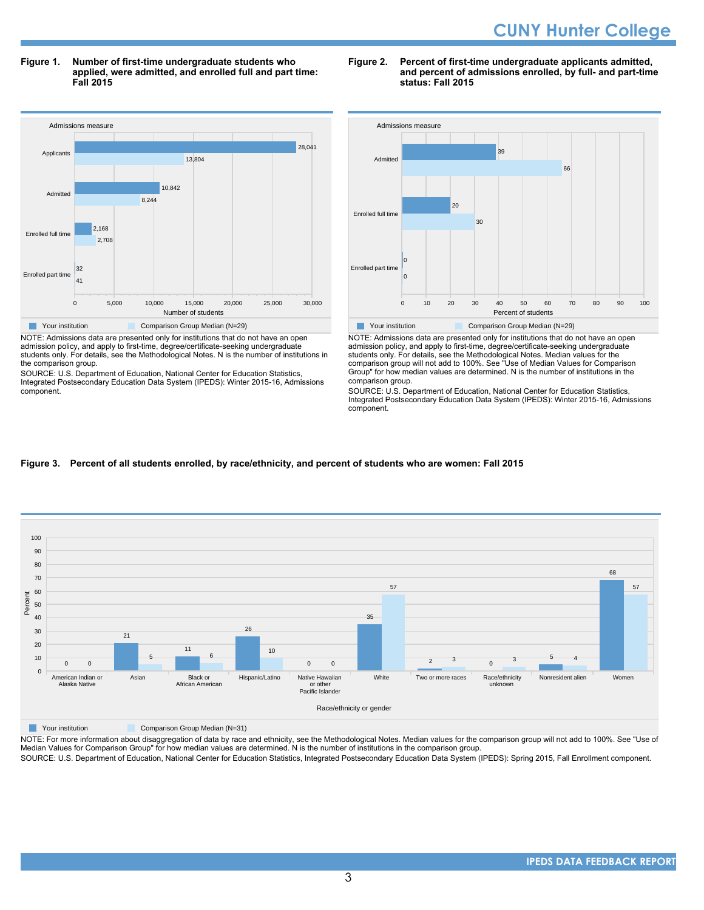# CUNY Hunter College

**Figure 1. Number of first-time undergraduate students who applied, were admitted, and enrolled full and part time: Fall 2015**

| Admissions measure | Your institution | Comparison Group Median (N=29) |
| --- | --- | --- |
| Applicants | 28,041 | 13,804 |
| Admitted | 10,842 | 8,244 |
| Enrolled full time | 2,168 | 2,708 |
| Enrolled part time | 32 | 41 |

NOTE: Admissions data are presented only for institutions that do not have an open admission policy, and apply to first-time, degree/certificate-seeking undergraduate students only. For details, see the Methodological Notes. N is the number of institutions in the comparison group.

SOURCE: U.S. Department of Education, National Center for Education Statistics, Integrated Postsecondary Education Data System (IPEDS): Winter 2015-16, Admissions component.

**Figure 2. Percent of first-time undergraduate applicants admitted, and percent of admissions enrolled, by full- and part-time status: Fall 2015**

| Admissions measure | Your institution | Comparison Group Median (N=29) |
| --- | --- | --- |
| Admitted | 39 | 66 |
| Enrolled full time | 20 | 30 |
| Enrolled part time | 0 | 0 |

NOTE: Admissions data are presented only for institutions that do not have an open admission policy, and apply to first-time, degree/certificate-seeking undergraduate students only. For details, see the Methodological Notes. Median values for the comparison group will not add to 100%. See "Use of Median Values for Comparison Group" for how median values are determined. N is the number of institutions in the comparison group.

SOURCE: U.S. Department of Education, National Center for Education Statistics, Integrated Postsecondary Education Data System (IPEDS): Winter 2015-16, Admissions component.

**Figure 3. Percent of all students enrolled, by race/ethnicity, and percent of students who are women: Fall 2015**

| Race/ethnicity or gender | Your institution | Comparison Group Median (N=31) |
| --- | --- | --- |
| American Indian or Alaska Native | 0 | 0 |
| Asian | 21 | 5 |
| Black or African American | 11 | 6 |
| Hispanic/Latino | 26 | 10 |
| Native Hawaiian or other Pacific Islander | 0 | 0 |
| White | 35 | 57 |
| Two or more races | 2 | 3 |
| Race/ethnicity unknown | 0 | 3 |
| Nonresident alien | 5 | 4 |
| Women | 68 | 57 |

NOTE: For more information about disaggregation of data by race and ethnicity, see the Methodological Notes. Median values for the comparison group will not add to 100%. See "Use of Median Values for Comparison Group" for how median values are determined. N is the number of institutions in the comparison group.

SOURCE: U.S. Department of Education, National Center for Education Statistics, Integrated Postsecondary Education Data System (IPEDS): Spring 2015, Fall Enrollment component.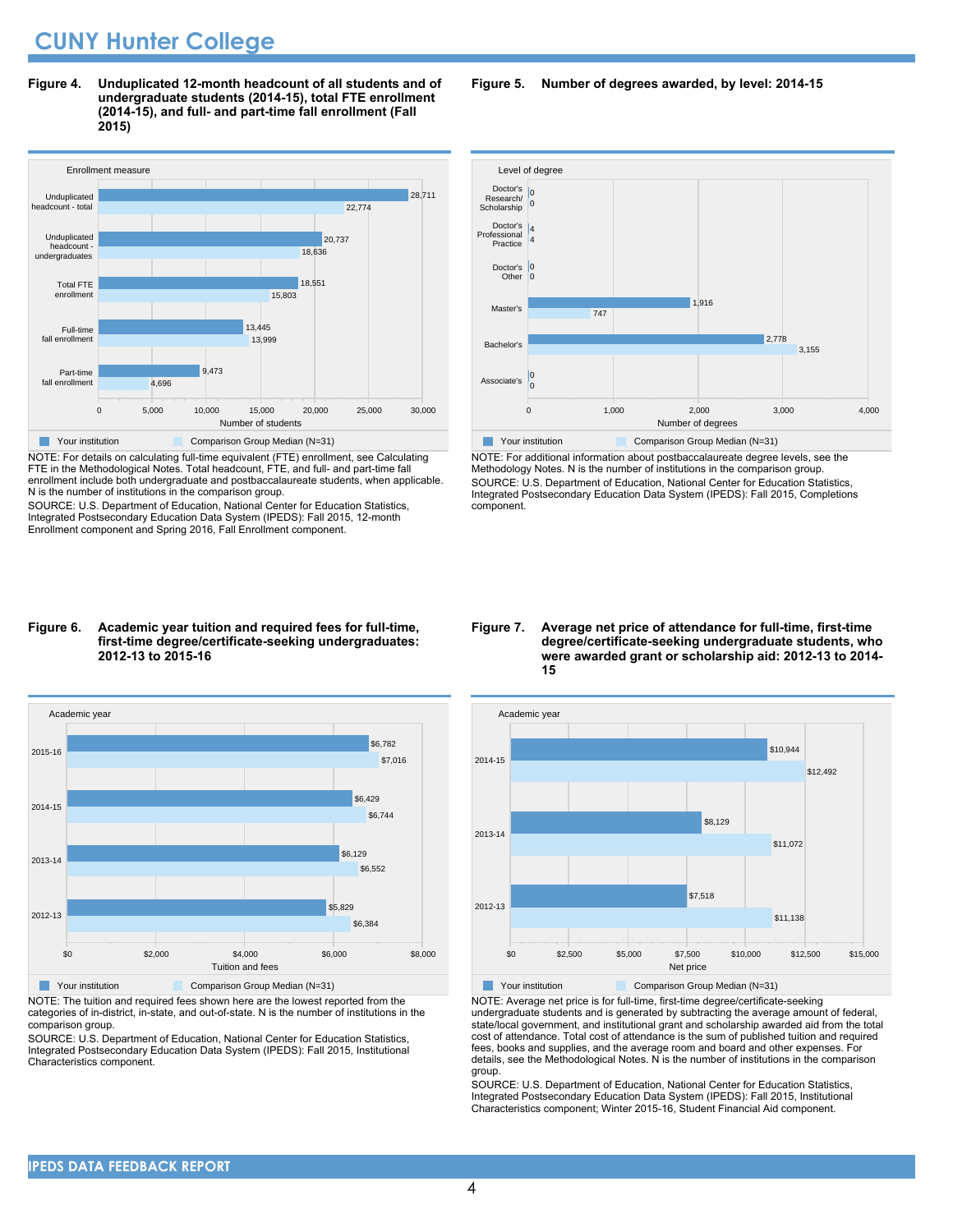# CUNY Hunter College

**Figure 4. Unduplicated 12-month headcount of all students and of undergraduate students (2014-15), total FTE enrollment (2014-15), and full- and part-time fall enrollment (Fall 2015)**

| Enrollment measure | Your institution | Comparison Group Median (N=31) |
|---|---|---|
| Unduplicated headcount - total | 28,711 | 22,774 |
| Unduplicated headcount - undergraduates | 20,737 | 18,636 |
| Total FTE enrollment | 18,551 | 15,803 |
| Full-time fall enrollment | 13,445 | 13,999 |
| Part-time fall enrollment | 9,473 | 4,696 |

NOTE: For details on calculating full-time equivalent (FTE) enrollment, see Calculating FTE in the Methodological Notes. Total headcount, FTE, and full- and part-time fall enrollment include both undergraduate and postbaccalaureate students, when applicable. N is the number of institutions in the comparison group.

SOURCE: U.S. Department of Education, National Center for Education Statistics, Integrated Postsecondary Education Data System (IPEDS): Fall 2015, 12-month Enrollment component and Spring 2016, Fall Enrollment component.

**Figure 5. Number of degrees awarded, by level: 2014-15**

| Level of degree | Your institution | Comparison Group Median (N=31) |
|---|---|---|
| Doctor's Research/ Scholarship | 0 | 0 |
| Doctor's Professional Practice | 4 | 4 |
| Doctor's Other | 0 | 0 |
| Master's | 1,916 | 747 |
| Bachelor's | 2,778 | 3,155 |
| Associate's | 0 | 0 |

NOTE: For additional information about postbaccalaureate degree levels, see the Methodology Notes. N is the number of institutions in the comparison group.

SOURCE: U.S. Department of Education, National Center for Education Statistics, Integrated Postsecondary Education Data System (IPEDS): Fall 2015, Completions component.

**Figure 6. Academic year tuition and required fees for full-time, first-time degree/certificate-seeking undergraduates: 2012-13 to 2015-16**

| Academic year | Your institution | Comparison Group Median (N=31) |
|---|---|---|
| 2015-16 | $6,782 | $7,016 |
| 2014-15 | $6,429 | $6,744 |
| 2013-14 | $6,129 | $6,552 |
| 2012-13 | $5,829 | $6,384 |

NOTE: The tuition and required fees shown here are the lowest reported from the categories of in-district, in-state, and out-of-state. N is the number of institutions in the comparison group.

SOURCE: U.S. Department of Education, National Center for Education Statistics, Integrated Postsecondary Education Data System (IPEDS): Fall 2015, Institutional Characteristics component.

**Figure 7. Average net price of attendance for full-time, first-time degree/certificate-seeking undergraduate students, who were awarded grant or scholarship aid: 2012-13 to 2014-15**

| Academic year | Your institution | Comparison Group Median (N=31) |
|---|---|---|
| 2014-15 | $10,944 | $12,492 |
| 2013-14 | $8,129 | $11,072 |
| 2012-13 | $7,518 | $11,138 |

NOTE: Average net price is for full-time, first-time degree/certificate-seeking undergraduate students and is generated by subtracting the average amount of federal, state/local government, and institutional grant and scholarship awarded aid from the total cost of attendance. Total cost of attendance is the sum of published tuition and required fees, books and supplies, and the average room and board and other expenses. For details, see the Methodological Notes. N is the number of institutions in the comparison group.

SOURCE: U.S. Department of Education, National Center for Education Statistics, Integrated Postsecondary Education Data System (IPEDS): Fall 2015, Institutional Characteristics component; Winter 2015-16, Student Financial Aid component.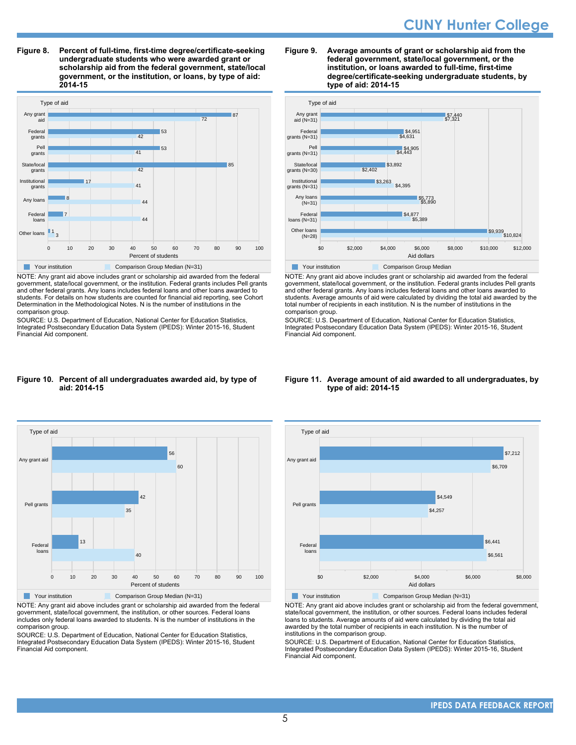**Figure 8. Percent of full-time, first-time degree/certificate-seeking undergraduate students who were awarded grant or scholarship aid from the federal government, state/local government, or the institution, or loans, by type of aid: 2014-15**

| Type of aid | Your institution | Comparison Group Median (N=31) |
|---|---|---|
| Any grant aid | 87 | 72 |
| Federal grants | 53 | 42 |
| Pell grants | 53 | 41 |
| State/local grants | 85 | 42 |
| Institutional grants | 17 | 41 |
| Any loans | 8 | 44 |
| Federal loans | 7 | 44 |
| Other loans | 1 | 3 |

Percent of students

NOTE: Any grant aid above includes grant or scholarship aid awarded from the federal government, state/local government, or the institution. Federal grants includes Pell grants and other federal grants. Any loans includes federal loans and other loans awarded to students. For details on how students are counted for financial aid reporting, see Cohort Determination in the Methodological Notes. N is the number of institutions in the comparison group.

SOURCE: U.S. Department of Education, National Center for Education Statistics, Integrated Postsecondary Education Data System (IPEDS): Winter 2015-16, Student Financial Aid component.

**Figure 9. Average amounts of grant or scholarship aid from the federal government, state/local government, or the institution, or loans awarded to full-time, first-time degree/certificate-seeking undergraduate students, by type of aid: 2014-15**

| Type of aid | Your institution | Comparison Group Median |
|---|---|---|
| Any grant aid (N=31) | $7,440 | $7,321 |
| Federal grants (N=31) | $4,951 | $4,631 |
| Pell grants (N=31) | $4,905 | $4,443 |
| State/local grants (N=30) | $3,892 | $2,402 |
| Institutional grants (N=31) | $3,263 | $4,395 |
| Any loans (N=31) | $5,773 | $5,890 |
| Federal loans (N=31) | $4,877 | $5,389 |
| Other loans (N=28) | $9,939 | $10,824 |

Aid dollars

NOTE: Any grant aid above includes grant or scholarship aid awarded from the federal government, state/local government, or the institution. Federal grants includes Pell grants and other federal grants. Any loans includes federal loans and other loans awarded to students. Average amounts of aid were calculated by dividing the total aid awarded by the total number of recipients in each institution. N is the number of institutions in the comparison group.

SOURCE: U.S. Department of Education, National Center for Education Statistics, Integrated Postsecondary Education Data System (IPEDS): Winter 2015-16, Student Financial Aid component.

**Figure 10. Percent of all undergraduates awarded aid, by type of aid: 2014-15**

| Type of aid | Your institution | Comparison Group Median (N=31) |
|---|---|---|
| Any grant aid | 56 | 60 |
| Pell grants | 42 | 35 |
| Federal loans | 13 | 40 |

Percent of students

NOTE: Any grant aid above includes grant or scholarship aid awarded from the federal government, state/local government, the institution, or other sources. Federal loans includes only federal loans awarded to students. N is the number of institutions in the comparison group.

SOURCE: U.S. Department of Education, National Center for Education Statistics, Integrated Postsecondary Education Data System (IPEDS): Winter 2015-16, Student Financial Aid component.

**Figure 11. Average amount of aid awarded to all undergraduates, by type of aid: 2014-15**

| Type of aid | Your institution | Comparison Group Median (N=31) |
|---|---|---|
| Any grant aid | $7,212 | $6,709 |
| Pell grants | $4,549 | $4,257 |
| Federal loans | $6,441 | $6,561 |

Aid dollars

NOTE: Any grant aid above includes grant or scholarship aid from the federal government, state/local government, the institution, or other sources. Federal loans includes federal loans to students. Average amounts of aid were calculated by dividing the total aid awarded by the total number of recipients in each institution. N is the number of institutions in the comparison group.

SOURCE: U.S. Department of Education, National Center for Education Statistics, Integrated Postsecondary Education Data System (IPEDS): Winter 2015-16, Student Financial Aid component.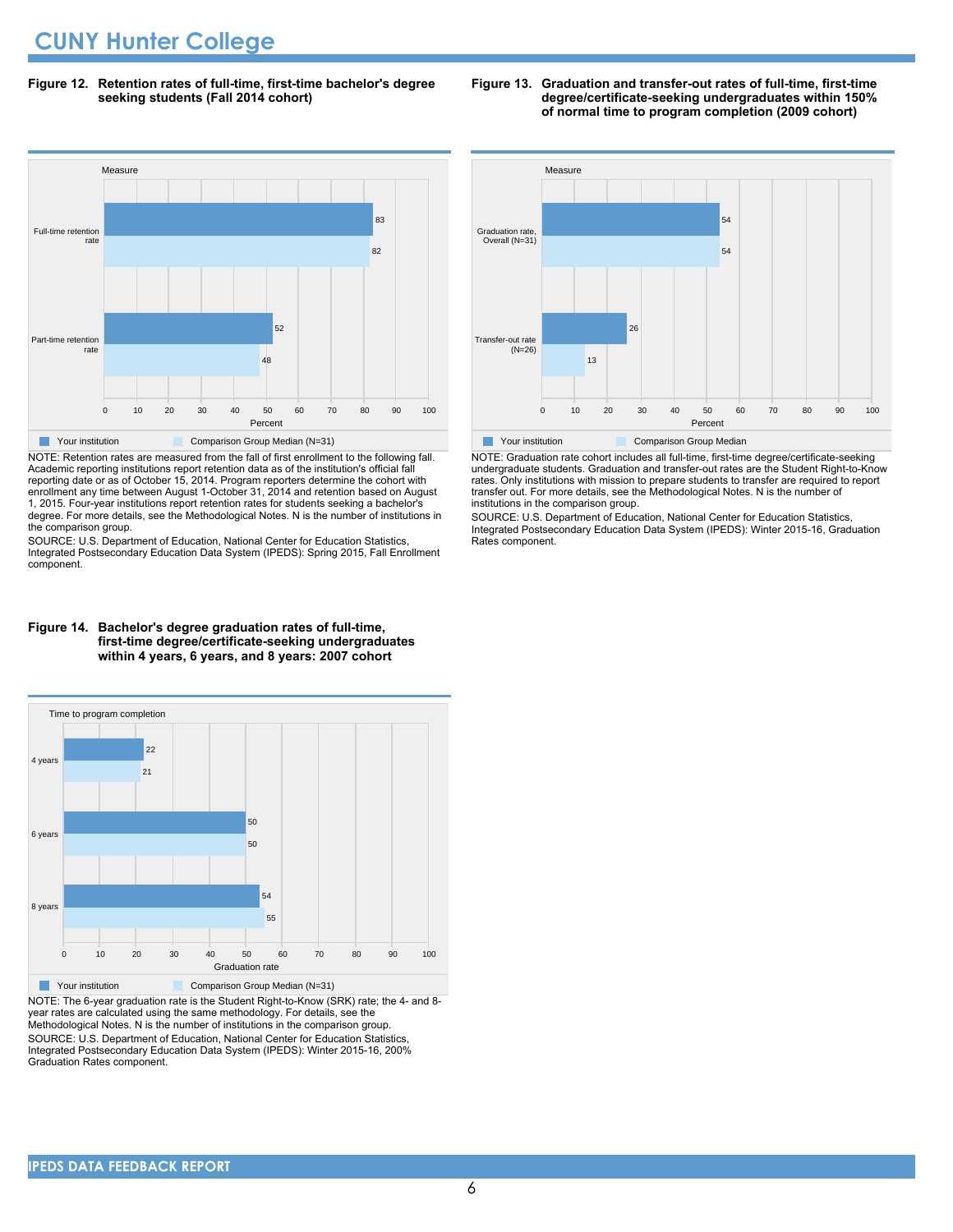# CUNY Hunter College

**Figure 12. Retention rates of full-time, first-time bachelor's degree seeking students (Fall 2014 cohort)**

| Measure | Your institution | Comparison Group Median (N=31) |
| --- | --- | --- |
| Full-time retention rate | 83 | 82 |
| Part-time retention rate | 52 | 48 |

NOTE: Retention rates are measured from the fall of first enrollment to the following fall. Academic reporting institutions report retention data as of the institution's official fall reporting date or as of October 15, 2014. Program reporters determine the cohort with enrollment any time between August 1-October 31, 2014 and retention based on August 1, 2015. Four-year institutions report retention rates for students seeking a bachelor's degree. For more details, see the Methodological Notes. N is the number of institutions in the comparison group.

SOURCE: U.S. Department of Education, National Center for Education Statistics, Integrated Postsecondary Education Data System (IPEDS): Spring 2015, Fall Enrollment component.

**Figure 13. Graduation and transfer-out rates of full-time, first-time degree/certificate-seeking undergraduates within 150% of normal time to program completion (2009 cohort)**

| Measure | Your institution | Comparison Group Median |
| --- | --- | --- |
| Graduation rate, Overall (N=31) | 54 | 54 |
| Transfer-out rate (N=26) | 26 | 13 |

NOTE: Graduation rate cohort includes all full-time, first-time degree/certificate-seeking undergraduate students. Graduation and transfer-out rates are the Student Right-to-Know rates. Only institutions with mission to prepare students to transfer are required to report transfer out. For more details, see the Methodological Notes. N is the number of institutions in the comparison group.

SOURCE: U.S. Department of Education, National Center for Education Statistics, Integrated Postsecondary Education Data System (IPEDS): Winter 2015-16, Graduation Rates component.

**Figure 14. Bachelor's degree graduation rates of full-time, first-time degree/certificate-seeking undergraduates within 4 years, 6 years, and 8 years: 2007 cohort**

| Time to program completion | Your institution | Comparison Group Median (N=31) |
| --- | --- | --- |
| 4 years | 22 | 21 |
| 6 years | 50 | 50 |
| 8 years | 54 | 55 |

NOTE: The 6-year graduation rate is the Student Right-to-Know (SRK) rate; the 4- and 8-year rates are calculated using the same methodology. For details, see the Methodological Notes. N is the number of institutions in the comparison group.

SOURCE: U.S. Department of Education, National Center for Education Statistics, Integrated Postsecondary Education Data System (IPEDS): Winter 2015-16, 200% Graduation Rates component.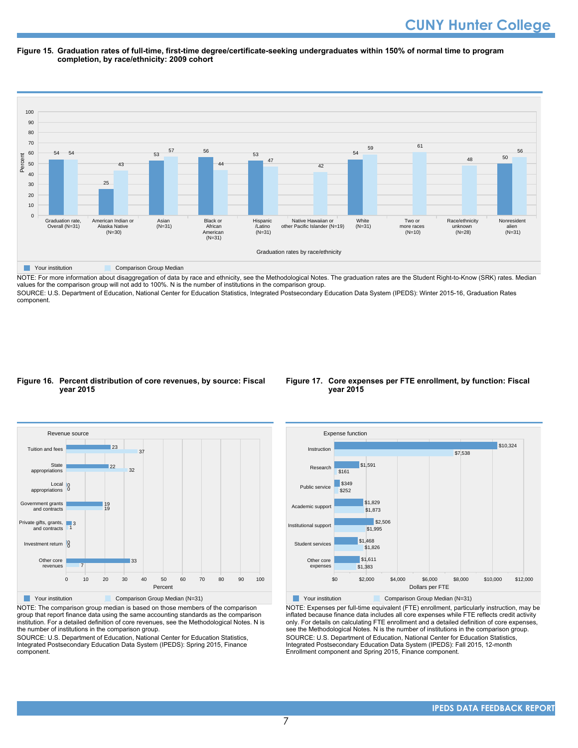**Figure 15. Graduation rates of full-time, first-time degree/certificate-seeking undergraduates within 150% of normal time to program completion, by race/ethnicity: 2009 cohort**

| Graduation rates by race/ethnicity | Your institution | Comparison Group Median |
|---|---|---|
| Graduation rate, Overall (N=31) | 54 | 54 |
| American Indian or Alaska Native (N=30) | 25 | 43 |
| Asian (N=31) | 53 | 57 |
| Black or African American (N=31) | 56 | 44 |
| Hispanic /Latino (N=31) | 53 | 47 |
| Native Hawaiian or other Pacific Islander (N=19) | | 42 |
| White (N=31) | 54 | 59 |
| Two or more races (N=10) | | 61 |
| Race/ethnicity unknown (N=28) | | 48 |
| Nonresident alien (N=31) | 50 | 56 |

NOTE: For more information about disaggregation of data by race and ethnicity, see the Methodological Notes. The graduation rates are the Student Right-to-Know (SRK) rates. Median values for the comparison group will not add to 100%. N is the number of institutions in the comparison group.
SOURCE: U.S. Department of Education, National Center for Education Statistics, Integrated Postsecondary Education Data System (IPEDS): Winter 2015-16, Graduation Rates component.

**Figure 16. Percent distribution of core revenues, by source: Fiscal year 2015**

| Revenue source | Your institution | Comparison Group Median (N=31) |
|---|---|---|
| Tuition and fees | 23 | 37 |
| State appropriations | 22 | 32 |
| Local appropriations | 0 | 0 |
| Government grants and contracts | 19 | 19 |
| Private gifts, grants, and contracts | 3 | 1 |
| Investment return | 0 | 0 |
| Other core revenues | 33 | 7 |

NOTE: The comparison group median is based on those members of the comparison group that report finance data using the same accounting standards as the comparison institution. For a detailed definition of core revenues, see the Methodological Notes. N is the number of institutions in the comparison group.
SOURCE: U.S. Department of Education, National Center for Education Statistics, Integrated Postsecondary Education Data System (IPEDS): Spring 2015, Finance component.

**Figure 17. Core expenses per FTE enrollment, by function: Fiscal year 2015**

| Expense function | Your institution | Comparison Group Median (N=31) |
|---|---|---|
| Instruction | $10,324 | $7,538 |
| Research | $1,591 | $161 |
| Public service | $349 | $252 |
| Academic support | $1,829 | $1,873 |
| Institutional support | $2,506 | $1,995 |
| Student services | $1,468 | $1,826 |
| Other core expenses | $1,611 | $1,383 |

NOTE: Expenses per full-time equivalent (FTE) enrollment, particularly instruction, may be inflated because finance data includes all core expenses while FTE reflects credit activity only. For details on calculating FTE enrollment and a detailed definition of core expenses, see the Methodological Notes. N is the number of institutions in the comparison group.
SOURCE: U.S. Department of Education, National Center for Education Statistics, Integrated Postsecondary Education Data System (IPEDS): Fall 2015, 12-month Enrollment component and Spring 2015, Finance component.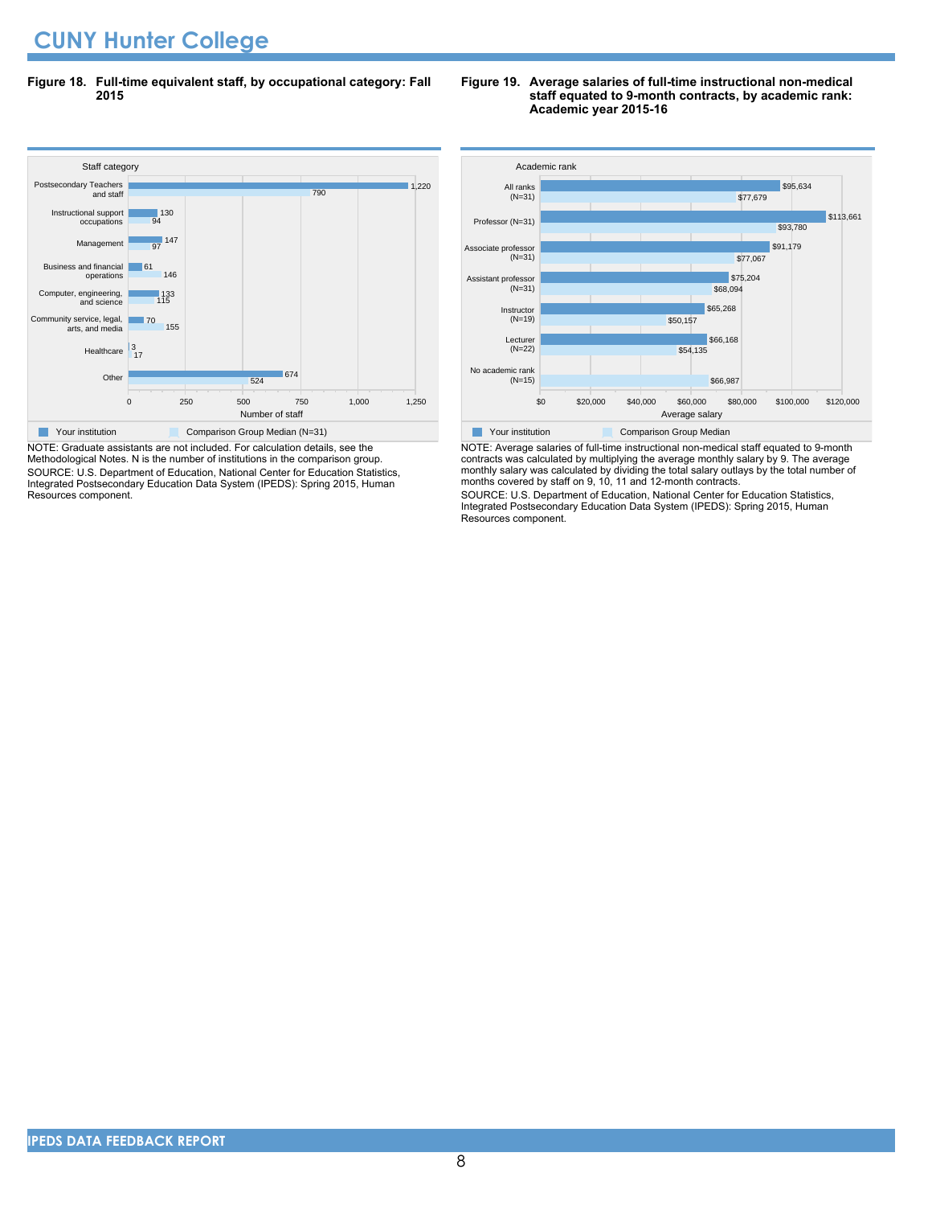**Figure 18. Full-time equivalent staff, by occupational category: Fall 2015**

| Staff category | Your institution | Comparison Group Median (N=31) |
|---|---|---|
| Postsecondary Teachers and staff | 1,220 | 790 |
| Instructional support occupations | 130 | 94 |
| Management | 147 | 97 |
| Business and financial operations | 61 | 146 |
| Computer, engineering, and science | 133 | 115 |
| Community service, legal, arts, and media | 70 | 155 |
| Healthcare | 3 | 17 |
| Other | 674 | 524 |

NOTE: Graduate assistants are not included. For calculation details, see the Methodological Notes. N is the number of institutions in the comparison group.
SOURCE: U.S. Department of Education, National Center for Education Statistics, Integrated Postsecondary Education Data System (IPEDS): Spring 2015, Human Resources component.

**Figure 19. Average salaries of full-time instructional non-medical staff equated to 9-month contracts, by academic rank: Academic year 2015-16**

| Academic rank | Your institution | Comparison Group Median |
|---|---|---|
| All ranks (N=31) | $95,634 | $77,679 |
| Professor (N=31) | $113,661 | $93,780 |
| Associate professor (N=31) | $91,179 | $77,067 |
| Assistant professor (N=31) | $75,204 | $68,094 |
| Instructor (N=19) | $65,268 | $50,157 |
| Lecturer (N=22) | $66,168 | $54,135 |
| No academic rank (N=15) | | $66,987 |

NOTE: Average salaries of full-time instructional non-medical staff equated to 9-month contracts was calculated by multiplying the average monthly salary by 9. The average monthly salary was calculated by dividing the total salary outlays by the total number of months covered by staff on 9, 10, 11 and 12-month contracts.
SOURCE: U.S. Department of Education, National Center for Education Statistics, Integrated Postsecondary Education Data System (IPEDS): Spring 2015, Human Resources component.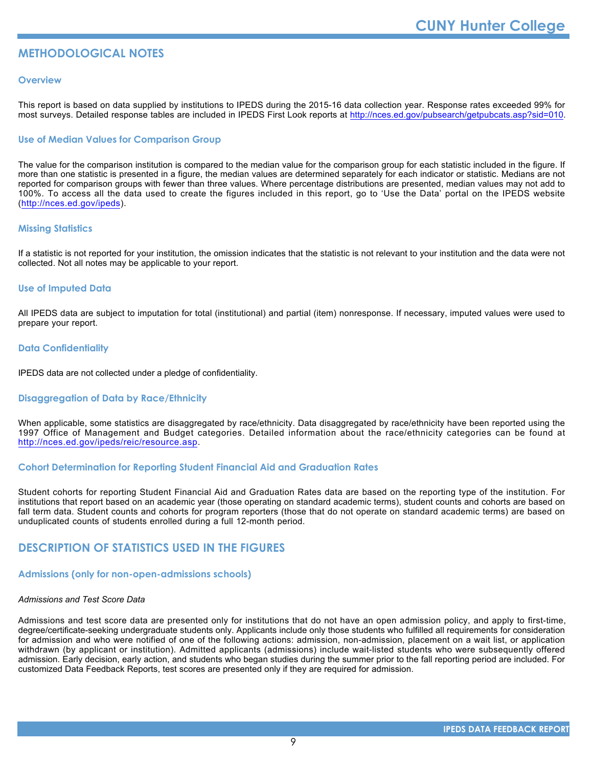# METHODOLOGICAL NOTES

### Overview

This report is based on data supplied by institutions to IPEDS during the 2015-16 data collection year. Response rates exceeded 99% for most surveys. Detailed response tables are included in IPEDS First Look reports at http://nces.ed.gov/pubsearch/getpubcats.asp?sid=010.

### Use of Median Values for Comparison Group

The value for the comparison institution is compared to the median value for the comparison group for each statistic included in the figure. If more than one statistic is presented in a figure, the median values are determined separately for each indicator or statistic. Medians are not reported for comparison groups with fewer than three values. Where percentage distributions are presented, median values may not add to 100%. To access all the data used to create the figures included in this report, go to 'Use the Data' portal on the IPEDS website (http://nces.ed.gov/ipeds).

### Missing Statistics

If a statistic is not reported for your institution, the omission indicates that the statistic is not relevant to your institution and the data were not collected. Not all notes may be applicable to your report.

### Use of Imputed Data

All IPEDS data are subject to imputation for total (institutional) and partial (item) nonresponse. If necessary, imputed values were used to prepare your report.

### Data Confidentiality

IPEDS data are not collected under a pledge of confidentiality.

### Disaggregation of Data by Race/Ethnicity

When applicable, some statistics are disaggregated by race/ethnicity. Data disaggregated by race/ethnicity have been reported using the 1997 Office of Management and Budget categories. Detailed information about the race/ethnicity categories can be found at http://nces.ed.gov/ipeds/reic/resource.asp.

### Cohort Determination for Reporting Student Financial Aid and Graduation Rates

Student cohorts for reporting Student Financial Aid and Graduation Rates data are based on the reporting type of the institution. For institutions that report based on an academic year (those operating on standard academic terms), student counts and cohorts are based on fall term data. Student counts and cohorts for program reporters (those that do not operate on standard academic terms) are based on unduplicated counts of students enrolled during a full 12-month period.

# DESCRIPTION OF STATISTICS USED IN THE FIGURES

### Admissions (only for non-open-admissions schools)

*Admissions and Test Score Data*

Admissions and test score data are presented only for institutions that do not have an open admission policy, and apply to first-time, degree/certificate-seeking undergraduate students only. Applicants include only those students who fulfilled all requirements for consideration for admission and who were notified of one of the following actions: admission, non-admission, placement on a wait list, or application withdrawn (by applicant or institution). Admitted applicants (admissions) include wait-listed students who were subsequently offered admission. Early decision, early action, and students who began studies during the summer prior to the fall reporting period are included. For customized Data Feedback Reports, test scores are presented only if they are required for admission.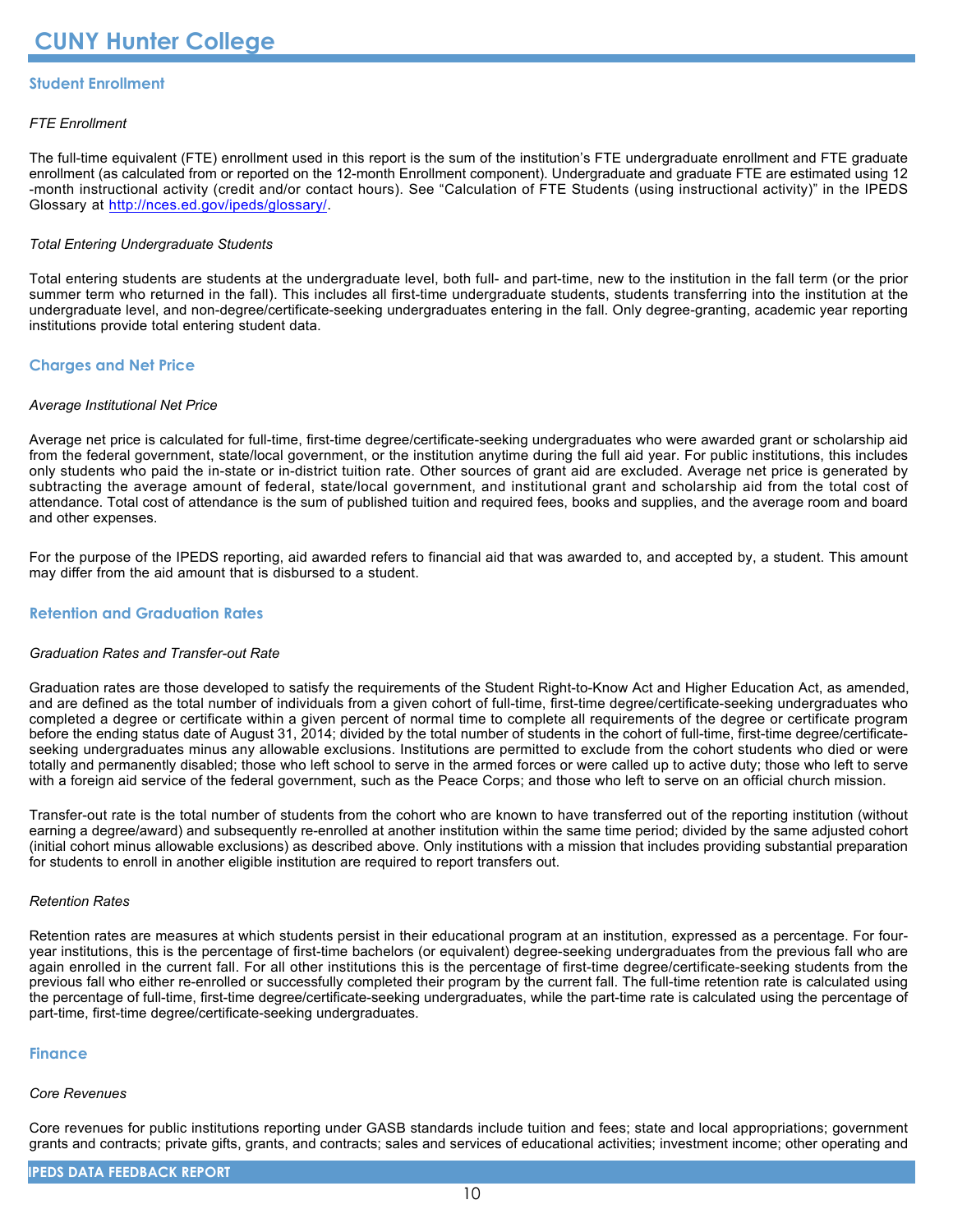# CUNY Hunter College

## Student Enrollment

### *FTE Enrollment*

The full-time equivalent (FTE) enrollment used in this report is the sum of the institution's FTE undergraduate enrollment and FTE graduate enrollment (as calculated from or reported on the 12-month Enrollment component). Undergraduate and graduate FTE are estimated using 12 -month instructional activity (credit and/or contact hours). See "Calculation of FTE Students (using instructional activity)" in the IPEDS Glossary at http://nces.ed.gov/ipeds/glossary/.

### *Total Entering Undergraduate Students*

Total entering students are students at the undergraduate level, both full- and part-time, new to the institution in the fall term (or the prior summer term who returned in the fall). This includes all first-time undergraduate students, students transferring into the institution at the undergraduate level, and non-degree/certificate-seeking undergraduates entering in the fall. Only degree-granting, academic year reporting institutions provide total entering student data.

## Charges and Net Price

### *Average Institutional Net Price*

Average net price is calculated for full-time, first-time degree/certificate-seeking undergraduates who were awarded grant or scholarship aid from the federal government, state/local government, or the institution anytime during the full aid year. For public institutions, this includes only students who paid the in-state or in-district tuition rate. Other sources of grant aid are excluded. Average net price is generated by subtracting the average amount of federal, state/local government, and institutional grant and scholarship aid from the total cost of attendance. Total cost of attendance is the sum of published tuition and required fees, books and supplies, and the average room and board and other expenses.

For the purpose of the IPEDS reporting, aid awarded refers to financial aid that was awarded to, and accepted by, a student. This amount may differ from the aid amount that is disbursed to a student.

## Retention and Graduation Rates

### *Graduation Rates and Transfer-out Rate*

Graduation rates are those developed to satisfy the requirements of the Student Right-to-Know Act and Higher Education Act, as amended, and are defined as the total number of individuals from a given cohort of full-time, first-time degree/certificate-seeking undergraduates who completed a degree or certificate within a given percent of normal time to complete all requirements of the degree or certificate program before the ending status date of August 31, 2014; divided by the total number of students in the cohort of full-time, first-time degree/certificate-seeking undergraduates minus any allowable exclusions. Institutions are permitted to exclude from the cohort students who died or were totally and permanently disabled; those who left school to serve in the armed forces or were called up to active duty; those who left to serve with a foreign aid service of the federal government, such as the Peace Corps; and those who left to serve on an official church mission.

Transfer-out rate is the total number of students from the cohort who are known to have transferred out of the reporting institution (without earning a degree/award) and subsequently re-enrolled at another institution within the same time period; divided by the same adjusted cohort (initial cohort minus allowable exclusions) as described above. Only institutions with a mission that includes providing substantial preparation for students to enroll in another eligible institution are required to report transfers out.

### *Retention Rates*

Retention rates are measures at which students persist in their educational program at an institution, expressed as a percentage. For four-year institutions, this is the percentage of first-time bachelors (or equivalent) degree-seeking undergraduates from the previous fall who are again enrolled in the current fall. For all other institutions this is the percentage of first-time degree/certificate-seeking students from the previous fall who either re-enrolled or successfully completed their program by the current fall. The full-time retention rate is calculated using the percentage of full-time, first-time degree/certificate-seeking undergraduates, while the part-time rate is calculated using the percentage of part-time, first-time degree/certificate-seeking undergraduates.

## Finance

### *Core Revenues*

Core revenues for public institutions reporting under GASB standards include tuition and fees; state and local appropriations; government grants and contracts; private gifts, grants, and contracts; sales and services of educational activities; investment income; other operating and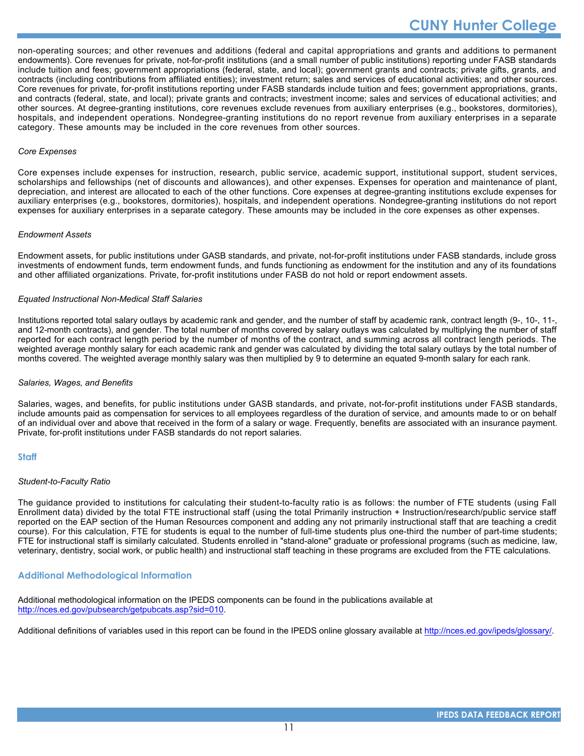non-operating sources; and other revenues and additions (federal and capital appropriations and grants and additions to permanent endowments). Core revenues for private, not-for-profit institutions (and a small number of public institutions) reporting under FASB standards include tuition and fees; government appropriations (federal, state, and local); government grants and contracts; private gifts, grants, and contracts (including contributions from affiliated entities); investment return; sales and services of educational activities; and other sources. Core revenues for private, for-profit institutions reporting under FASB standards include tuition and fees; government appropriations, grants, and contracts (federal, state, and local); private grants and contracts; investment income; sales and services of educational activities; and other sources. At degree-granting institutions, core revenues exclude revenues from auxiliary enterprises (e.g., bookstores, dormitories), hospitals, and independent operations. Nondegree-granting institutions do no report revenue from auxiliary enterprises in a separate category. These amounts may be included in the core revenues from other sources.

*Core Expenses*

Core expenses include expenses for instruction, research, public service, academic support, institutional support, student services, scholarships and fellowships (net of discounts and allowances), and other expenses. Expenses for operation and maintenance of plant, depreciation, and interest are allocated to each of the other functions. Core expenses at degree-granting institutions exclude expenses for auxiliary enterprises (e.g., bookstores, dormitories), hospitals, and independent operations. Nondegree-granting institutions do not report expenses for auxiliary enterprises in a separate category. These amounts may be included in the core expenses as other expenses.

*Endowment Assets*

Endowment assets, for public institutions under GASB standards, and private, not-for-profit institutions under FASB standards, include gross investments of endowment funds, term endowment funds, and funds functioning as endowment for the institution and any of its foundations and other affiliated organizations. Private, for-profit institutions under FASB do not hold or report endowment assets.

*Equated Instructional Non-Medical Staff Salaries*

Institutions reported total salary outlays by academic rank and gender, and the number of staff by academic rank, contract length (9-, 10-, 11-, and 12-month contracts), and gender. The total number of months covered by salary outlays was calculated by multiplying the number of staff reported for each contract length period by the number of months of the contract, and summing across all contract length periods. The weighted average monthly salary for each academic rank and gender was calculated by dividing the total salary outlays by the total number of months covered. The weighted average monthly salary was then multiplied by 9 to determine an equated 9-month salary for each rank.

*Salaries, Wages, and Benefits*

Salaries, wages, and benefits, for public institutions under GASB standards, and private, not-for-profit institutions under FASB standards, include amounts paid as compensation for services to all employees regardless of the duration of service, and amounts made to or on behalf of an individual over and above that received in the form of a salary or wage. Frequently, benefits are associated with an insurance payment. Private, for-profit institutions under FASB standards do not report salaries.

## Staff

*Student-to-Faculty Ratio*

The guidance provided to institutions for calculating their student-to-faculty ratio is as follows: the number of FTE students (using Fall Enrollment data) divided by the total FTE instructional staff (using the total Primarily instruction + Instruction/research/public service staff reported on the EAP section of the Human Resources component and adding any not primarily instructional staff that are teaching a credit course). For this calculation, FTE for students is equal to the number of full-time students plus one-third the number of part-time students; FTE for instructional staff is similarly calculated. Students enrolled in "stand-alone" graduate or professional programs (such as medicine, law, veterinary, dentistry, social work, or public health) and instructional staff teaching in these programs are excluded from the FTE calculations.

## Additional Methodological Information

Additional methodological information on the IPEDS components can be found in the publications available at http://nces.ed.gov/pubsearch/getpubcats.asp?sid=010.

Additional definitions of variables used in this report can be found in the IPEDS online glossary available at http://nces.ed.gov/ipeds/glossary/.